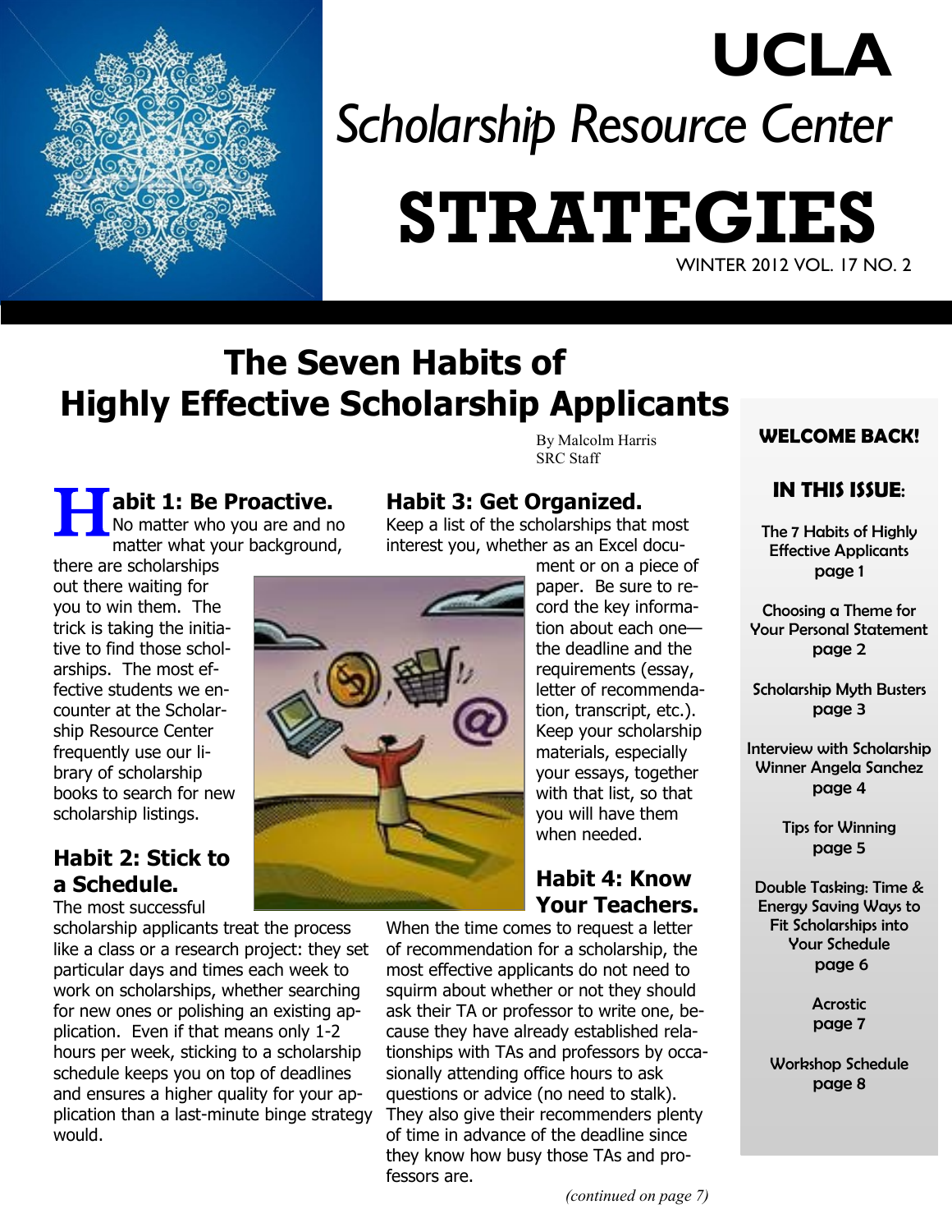# UCLA

## *Scholarship Resource Center*

# STRATEGIES

WINTER 2012 VOL. 17 NO. 2

## The Seven Habits of Highly Effective Scholarship Applicants

By Malcolm Harris
SRC Staff

### Habit 1: Be Proactive.

No matter who you are and no matter what your background, there are scholarships out there waiting for you to win them. The trick is taking the initiative to find those scholarships. The most effective students we encounter at the Scholarship Resource Center frequently use our library of scholarship books to search for new scholarship listings.

### Habit 2: Stick to a Schedule.

The most successful scholarship applicants treat the process like a class or a research project: they set particular days and times each week to work on scholarships, whether searching for new ones or polishing an existing application. Even if that means only 1-2 hours per week, sticking to a scholarship schedule keeps you on top of deadlines and ensures a higher quality for your application than a last-minute binge strategy would.

### Habit 3: Get Organized.

Keep a list of the scholarships that most interest you, whether as an Excel document or on a piece of paper. Be sure to record the key information about each one—the deadline and the requirements (essay, letter of recommendation, transcript, etc.). Keep your scholarship materials, especially your essays, together with that list, so that you will have them when needed.

### Habit 4: Know Your Teachers.

When the time comes to request a letter of recommendation for a scholarship, the most effective applicants do not need to squirm about whether or not they should ask their TA or professor to write one, because they have already established relationships with TAs and professors by occasionally attending office hours to ask questions or advice (no need to stalk). They also give their recommenders plenty of time in advance of the deadline since they know how busy those TAs and professors are.

*(continued on page 7)*

---

**WELCOME BACK!**

**IN THIS ISSUE:**

The 7 Habits of Highly Effective Applicants
page 1

Choosing a Theme for Your Personal Statement
page 2

Scholarship Myth Busters
page 3

Interview with Scholarship Winner Angela Sanchez
page 4

Tips for Winning
page 5

Double Tasking: Time & Energy Saving Ways to Fit Scholarships into Your Schedule
page 6

Acrostic
page 7

Workshop Schedule
page 8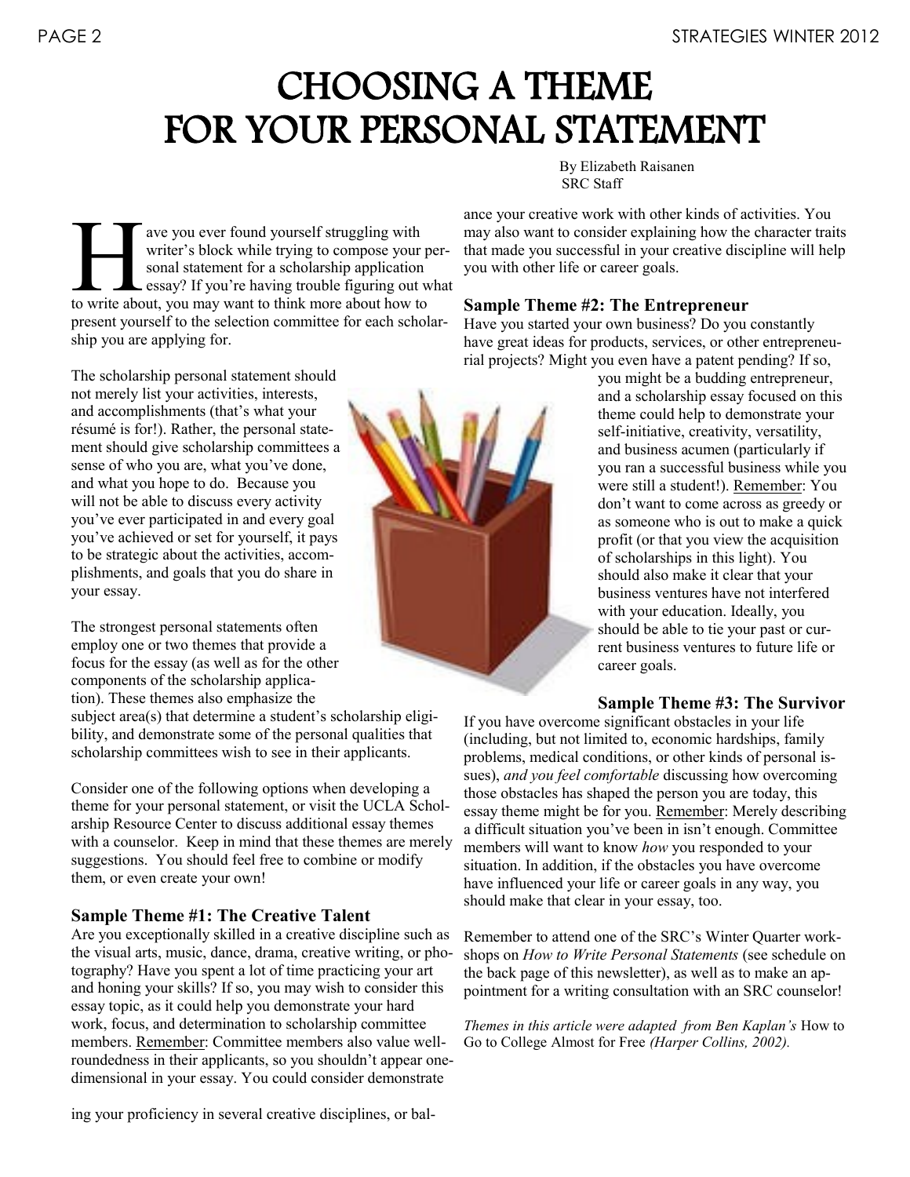# CHOOSING A THEME FOR YOUR PERSONAL STATEMENT

By Elizabeth Raisanen
SRC Staff

Have you ever found yourself struggling with writer's block while trying to compose your personal statement for a scholarship application essay? If you're having trouble figuring out what to write about, you may want to think more about how to present yourself to the selection committee for each scholarship you are applying for.

The scholarship personal statement should not merely list your activities, interests, and accomplishments (that's what your résumé is for!). Rather, the personal statement should give scholarship committees a sense of who you are, what you've done, and what you hope to do. Because you will not be able to discuss every activity you've ever participated in and every goal you've achieved or set for yourself, it pays to be strategic about the activities, accomplishments, and goals that you do share in your essay.

The strongest personal statements often employ one or two themes that provide a focus for the essay (as well as for the other components of the scholarship application). These themes also emphasize the subject area(s) that determine a student's scholarship eligibility, and demonstrate some of the personal qualities that scholarship committees wish to see in their applicants.

Consider one of the following options when developing a theme for your personal statement, or visit the UCLA Scholarship Resource Center to discuss additional essay themes with a counselor. Keep in mind that these themes are merely suggestions. You should feel free to combine or modify them, or even create your own!

### Sample Theme #1: The Creative Talent

Are you exceptionally skilled in a creative discipline such as the visual arts, music, dance, drama, creative writing, or photography? Have you spent a lot of time practicing your art and honing your skills? If so, you may wish to consider this essay topic, as it could help you demonstrate your hard work, focus, and determination to scholarship committee members. Remember: Committee members also value well-roundedness in their applicants, so you shouldn't appear one-dimensional in your essay. You could consider demonstrating your proficiency in several creative disciplines, or balance your creative work with other kinds of activities. You may also want to consider explaining how the character traits that made you successful in your creative discipline will help you with other life or career goals.

### Sample Theme #2: The Entrepreneur

Have you started your own business? Do you constantly have great ideas for products, services, or other entrepreneurial projects? Might you even have a patent pending? If so, you might be a budding entrepreneur, and a scholarship essay focused on this theme could help to demonstrate your self-initiative, creativity, versatility, and business acumen (particularly if you ran a successful business while you were still a student!). Remember: You don't want to come across as greedy or as someone who is out to make a quick profit (or that you view the acquisition of scholarships in this light). You should also make it clear that your business ventures have not interfered with your education. Ideally, you should be able to tie your past or current business ventures to future life or career goals.

### Sample Theme #3: The Survivor

If you have overcome significant obstacles in your life (including, but not limited to, economic hardships, family problems, medical conditions, or other kinds of personal issues), *and you feel comfortable* discussing how overcoming those obstacles has shaped the person you are today, this essay theme might be for you. Remember: Merely describing a difficult situation you've been in isn't enough. Committee members will want to know *how* you responded to your situation. In addition, if the obstacles you have overcome have influenced your life or career goals in any way, you should make that clear in your essay, too.

Remember to attend one of the SRC's Winter Quarter workshops on *How to Write Personal Statements* (see schedule on the back page of this newsletter), as well as to make an appointment for a writing consultation with an SRC counselor!

*Themes in this article were adapted from Ben Kaplan's* How to Go to College Almost for Free *(Harper Collins, 2002).*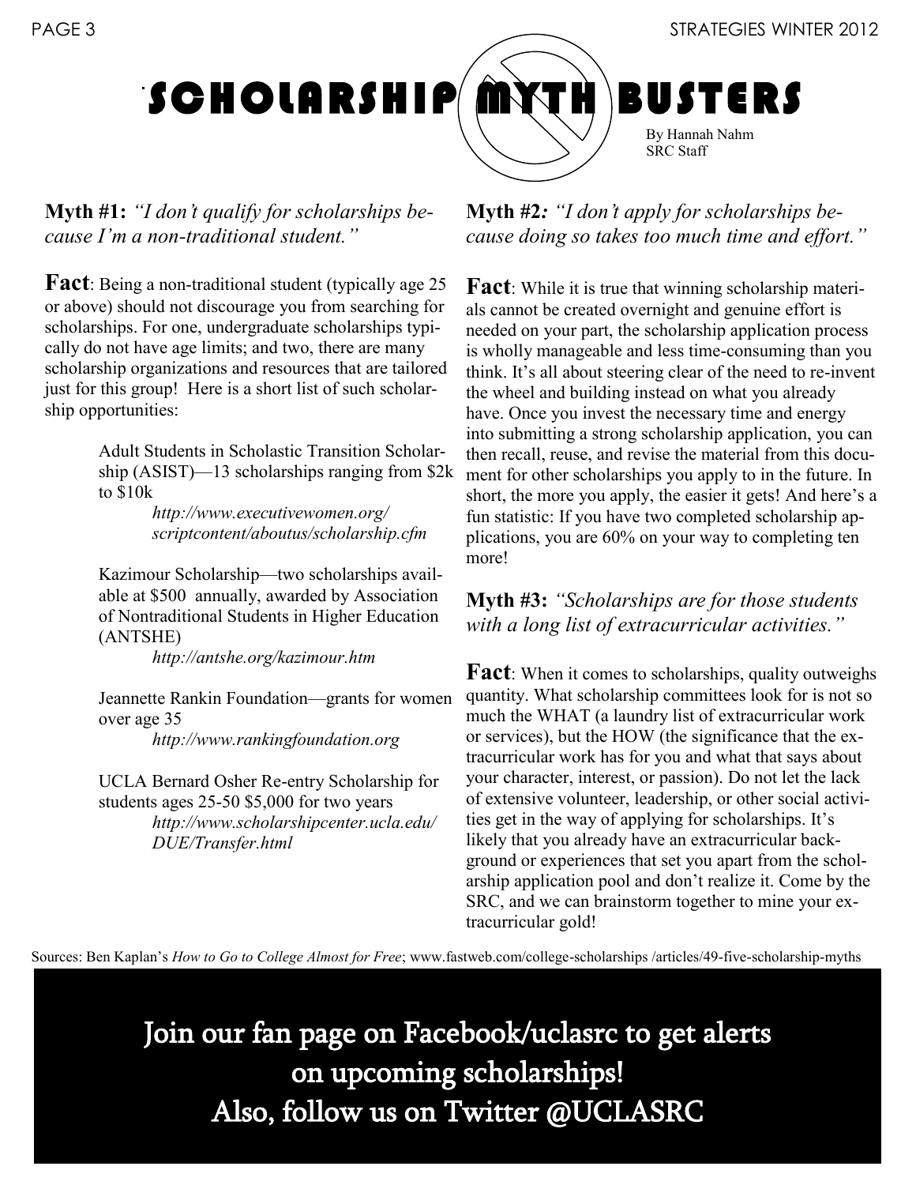# SCHOLARSHIP MYTH BUSTERS

By Hannah Nahm
SRC Staff

**Myth #1:** *"I don't qualify for scholarships because I'm a non-traditional student."*

**Fact**: Being a non-traditional student (typically age 25 or above) should not discourage you from searching for scholarships. For one, undergraduate scholarships typically do not have age limits; and two, there are many scholarship organizations and resources that are tailored just for this group! Here is a short list of such scholarship opportunities:

Adult Students in Scholastic Transition Scholarship (ASIST)—13 scholarships ranging from $2k to $10k
*http://www.executivewomen.org/scriptcontent/aboutus/scholarship.cfm*

Kazimour Scholarship—two scholarships available at $500 annually, awarded by Association of Nontraditional Students in Higher Education (ANTSHE)
*http://antshe.org/kazimour.htm*

Jeannette Rankin Foundation—grants for women over age 35
*http://www.rankingfoundation.org*

UCLA Bernard Osher Re-entry Scholarship for students ages 25-50 $5,000 for two years
*http://www.scholarshipcenter.ucla.edu/DUE/Transfer.html*

**Myth #2:** *"I don't apply for scholarships because doing so takes too much time and effort."*

**Fact**: While it is true that winning scholarship materials cannot be created overnight and genuine effort is needed on your part, the scholarship application process is wholly manageable and less time-consuming than you think. It's all about steering clear of the need to re-invent the wheel and building instead on what you already have. Once you invest the necessary time and energy into submitting a strong scholarship application, you can then recall, reuse, and revise the material from this document for other scholarships you apply to in the future. In short, the more you apply, the easier it gets! And here's a fun statistic: If you have two completed scholarship applications, you are 60% on your way to completing ten more!

**Myth #3:** *"Scholarships are for those students with a long list of extracurricular activities."*

**Fact**: When it comes to scholarships, quality outweighs quantity. What scholarship committees look for is not so much the WHAT (a laundry list of extracurricular work or services), but the HOW (the significance that the extracurricular work has for you and what that says about your character, interest, or passion). Do not let the lack of extensive volunteer, leadership, or other social activities get in the way of applying for scholarships. It's likely that you already have an extracurricular background or experiences that set you apart from the scholarship application pool and don't realize it. Come by the SRC, and we can brainstorm together to mine your extracurricular gold!

Sources: Ben Kaplan's *How to Go to College Almost for Free*; www.fastweb.com/college-scholarships /articles/49-five-scholarship-myths

**Join our fan page on Facebook/uclasrc to get alerts on upcoming scholarships! Also, follow us on Twitter @UCLASRC**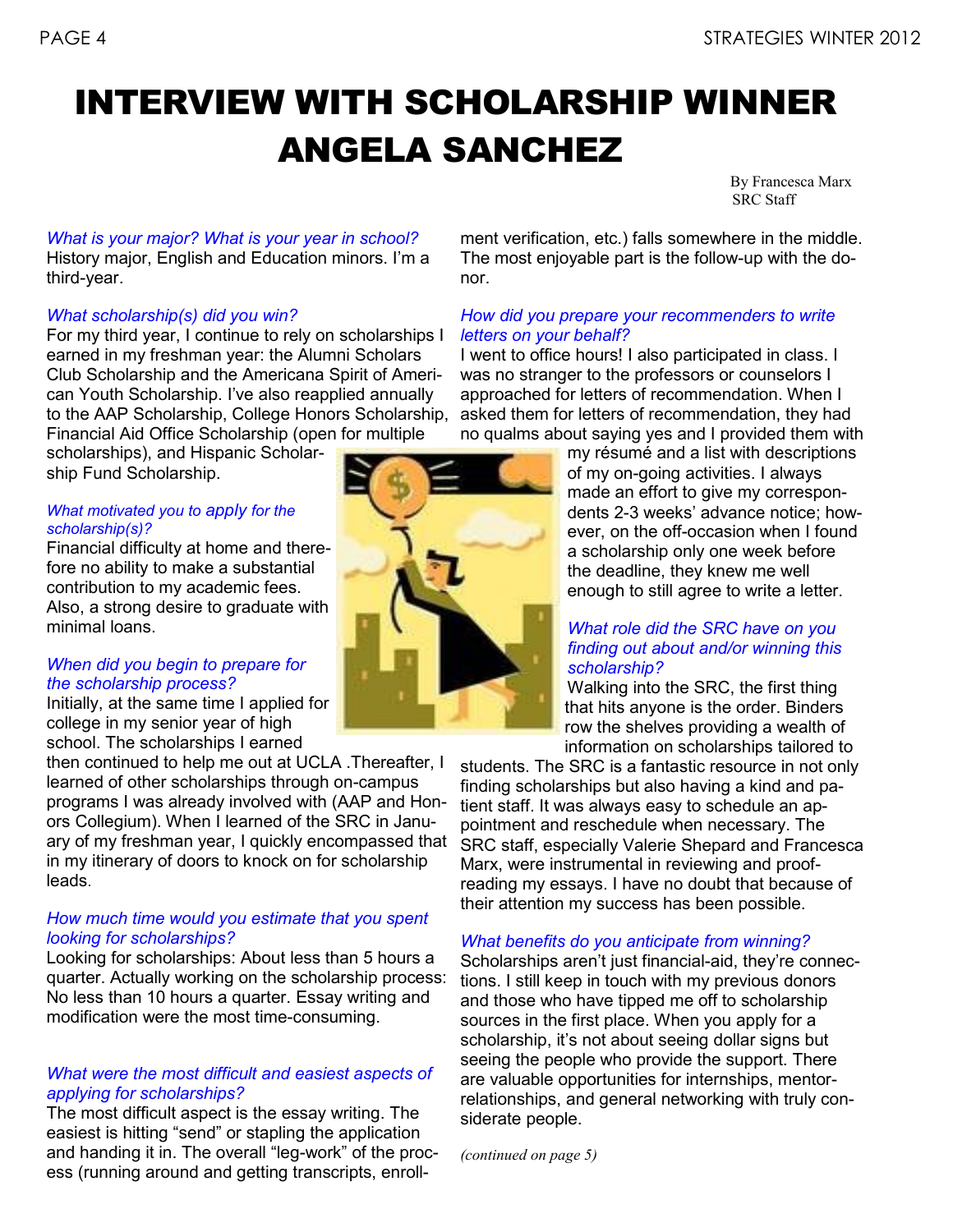# INTERVIEW WITH SCHOLARSHIP WINNER ANGELA SANCHEZ

By Francesca Marx
SRC Staff

*What is your major? What is your year in school?*
History major, English and Education minors. I'm a third-year.

*What scholarship(s) did you win?*
For my third year, I continue to rely on scholarships I earned in my freshman year: the Alumni Scholars Club Scholarship and the Americana Spirit of American Youth Scholarship. I've also reapplied annually to the AAP Scholarship, College Honors Scholarship, Financial Aid Office Scholarship (open for multiple scholarships), and Hispanic Scholarship Fund Scholarship.

*What motivated you to apply for the scholarship(s)?*
Financial difficulty at home and therefore no ability to make a substantial contribution to my academic fees. Also, a strong desire to graduate with minimal loans.

*When did you begin to prepare for the scholarship process?*
Initially, at the same time I applied for college in my senior year of high school. The scholarships I earned then continued to help me out at UCLA .Thereafter, I learned of other scholarships through on-campus programs I was already involved with (AAP and Honors Collegium). When I learned of the SRC in January of my freshman year, I quickly encompassed that in my itinerary of doors to knock on for scholarship leads.

*How much time would you estimate that you spent looking for scholarships?*
Looking for scholarships: About less than 5 hours a quarter. Actually working on the scholarship process: No less than 10 hours a quarter. Essay writing and modification were the most time-consuming.

*What were the most difficult and easiest aspects of applying for scholarships?*
The most difficult aspect is the essay writing. The easiest is hitting "send" or stapling the application and handing it in. The overall "leg-work" of the process (running around and getting transcripts, enrollment verification, etc.) falls somewhere in the middle. The most enjoyable part is the follow-up with the donor.

*How did you prepare your recommenders to write letters on your behalf?*
I went to office hours! I also participated in class. I was no stranger to the professors or counselors I approached for letters of recommendation. When I asked them for letters of recommendation, they had no qualms about saying yes and I provided them with my résumé and a list with descriptions of my on-going activities. I always made an effort to give my correspondents 2-3 weeks' advance notice; however, on the off-occasion when I found a scholarship only one week before the deadline, they knew me well enough to still agree to write a letter.

*What role did the SRC have on you finding out about and/or winning this scholarship?*
Walking into the SRC, the first thing that hits anyone is the order. Binders row the shelves providing a wealth of information on scholarships tailored to students. The SRC is a fantastic resource in not only finding scholarships but also having a kind and patient staff. It was always easy to schedule an appointment and reschedule when necessary. The SRC staff, especially Valerie Shepard and Francesca Marx, were instrumental in reviewing and proofreading my essays. I have no doubt that because of their attention my success has been possible.

*What benefits do you anticipate from winning?*
Scholarships aren't just financial-aid, they're connections. I still keep in touch with my previous donors and those who have tipped me off to scholarship sources in the first place. When you apply for a scholarship, it's not about seeing dollar signs but seeing the people who provide the support. There are valuable opportunities for internships, mentor-relationships, and general networking with truly considerate people.

*(continued on page 5)*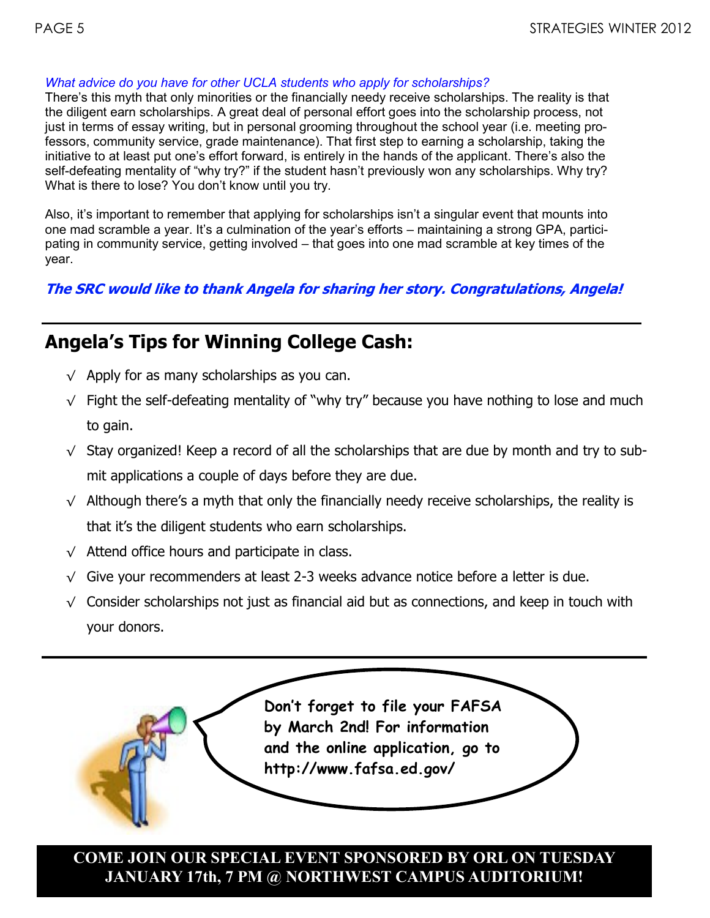*What advice do you have for other UCLA students who apply for scholarships?*

There's this myth that only minorities or the financially needy receive scholarships. The reality is that the diligent earn scholarships. A great deal of personal effort goes into the scholarship process, not just in terms of essay writing, but in personal grooming throughout the school year (i.e. meeting professors, community service, grade maintenance). That first step to earning a scholarship, taking the initiative to at least put one's effort forward, is entirely in the hands of the applicant. There's also the self-defeating mentality of "why try?" if the student hasn't previously won any scholarships. Why try? What is there to lose? You don't know until you try.

Also, it's important to remember that applying for scholarships isn't a singular event that mounts into one mad scramble a year. It's a culmination of the year's efforts – maintaining a strong GPA, participating in community service, getting involved – that goes into one mad scramble at key times of the year.

***The SRC would like to thank Angela for sharing her story. Congratulations, Angela!***

---

## Angela's Tips for Winning College Cash:

- √ Apply for as many scholarships as you can.
- √ Fight the self-defeating mentality of "why try" because you have nothing to lose and much to gain.
- √ Stay organized! Keep a record of all the scholarships that are due by month and try to submit applications a couple of days before they are due.
- √ Although there's a myth that only the financially needy receive scholarships, the reality is that it's the diligent students who earn scholarships.
- √ Attend office hours and participate in class.
- √ Give your recommenders at least 2-3 weeks advance notice before a letter is due.
- √ Consider scholarships not just as financial aid but as connections, and keep in touch with your donors.

---

**Don't forget to file your FAFSA by March 2nd! For information and the online application, go to http://www.fafsa.ed.gov/**

**COME JOIN OUR SPECIAL EVENT SPONSORED BY ORL ON TUESDAY JANUARY 17th, 7 PM @ NORTHWEST CAMPUS AUDITORIUM!**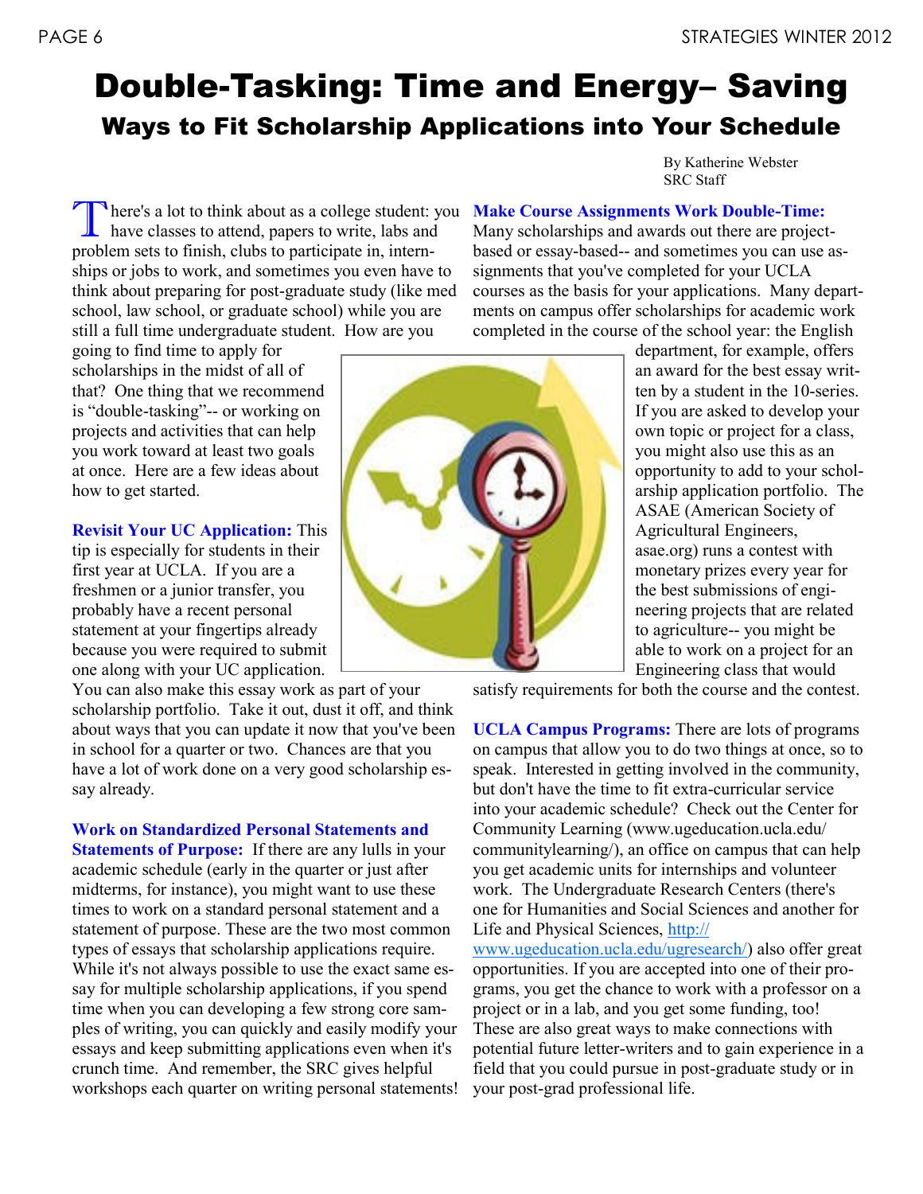# Double-Tasking: Time and Energy– Saving

## Ways to Fit Scholarship Applications into Your Schedule

By Katherine Webster
SRC Staff

There's a lot to think about as a college student: you have classes to attend, papers to write, labs and problem sets to finish, clubs to participate in, internships or jobs to work, and sometimes you even have to think about preparing for post-graduate study (like med school, law school, or graduate school) while you are still a full time undergraduate student. How are you going to find time to apply for scholarships in the midst of all of that? One thing that we recommend is "double-tasking"-- or working on projects and activities that can help you work toward at least two goals at once. Here are a few ideas about how to get started.

**Revisit Your UC Application:** This tip is especially for students in their first year at UCLA. If you are a freshmen or a junior transfer, you probably have a recent personal statement at your fingertips already because you were required to submit one along with your UC application. You can also make this essay work as part of your scholarship portfolio. Take it out, dust it off, and think about ways that you can update it now that you've been in school for a quarter or two. Chances are that you have a lot of work done on a very good scholarship essay already.

**Work on Standardized Personal Statements and Statements of Purpose:** If there are any lulls in your academic schedule (early in the quarter or just after midterms, for instance), you might want to use these times to work on a standard personal statement and a statement of purpose. These are the two most common types of essays that scholarship applications require. While it's not always possible to use the exact same essay for multiple scholarship applications, if you spend time when you can developing a few strong core samples of writing, you can quickly and easily modify your essays and keep submitting applications even when it's crunch time. And remember, the SRC gives helpful workshops each quarter on writing personal statements!

**Make Course Assignments Work Double-Time:** Many scholarships and awards out there are project-based or essay-based-- and sometimes you can use assignments that you've completed for your UCLA courses as the basis for your applications. Many departments on campus offer scholarships for academic work completed in the course of the school year: the English department, for example, offers an award for the best essay written by a student in the 10-series. If you are asked to develop your own topic or project for a class, you might also use this as an opportunity to add to your scholarship application portfolio. The ASAE (American Society of Agricultural Engineers, asae.org) runs a contest with monetary prizes every year for the best submissions of engineering projects that are related to agriculture-- you might be able to work on a project for an Engineering class that would satisfy requirements for both the course and the contest.

**UCLA Campus Programs:** There are lots of programs on campus that allow you to do two things at once, so to speak. Interested in getting involved in the community, but don't have the time to fit extra-curricular service into your academic schedule? Check out the Center for Community Learning (www.ugeducation.ucla.edu/communitylearning/), an office on campus that can help you get academic units for internships and volunteer work. The Undergraduate Research Centers (there's one for Humanities and Social Sciences and another for Life and Physical Sciences, http://www.ugeducation.ucla.edu/ugresearch/) also offer great opportunities. If you are accepted into one of their programs, you get the chance to work with a professor on a project or in a lab, and you get some funding, too! These are also great ways to make connections with potential future letter-writers and to gain experience in a field that you could pursue in post-graduate study or in your post-grad professional life.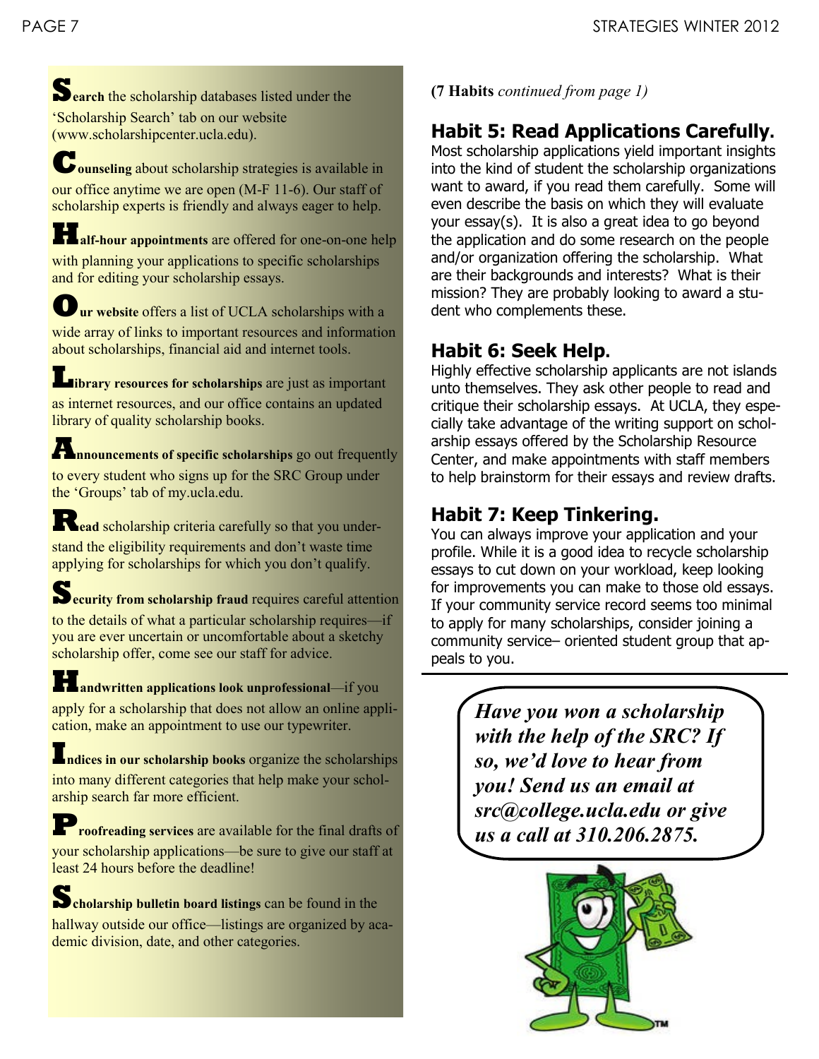**Search** the scholarship databases listed under the 'Scholarship Search' tab on our website (www.scholarshipcenter.ucla.edu).

**Counseling** about scholarship strategies is available in our office anytime we are open (M-F 11-6). Our staff of scholarship experts is friendly and always eager to help.

**Half-hour appointments** are offered for one-on-one help with planning your applications to specific scholarships and for editing your scholarship essays.

**Our website** offers a list of UCLA scholarships with a wide array of links to important resources and information about scholarships, financial aid and internet tools.

**Library resources for scholarships** are just as important as internet resources, and our office contains an updated library of quality scholarship books.

**Announcements of specific scholarships** go out frequently to every student who signs up for the SRC Group under the 'Groups' tab of my.ucla.edu.

**Read** scholarship criteria carefully so that you understand the eligibility requirements and don't waste time applying for scholarships for which you don't qualify.

**Security from scholarship fraud** requires careful attention to the details of what a particular scholarship requires—if you are ever uncertain or uncomfortable about a sketchy scholarship offer, come see our staff for advice.

**Handwritten applications look unprofessional**—if you apply for a scholarship that does not allow an online application, make an appointment to use our typewriter.

**Indices in our scholarship books** organize the scholarships into many different categories that help make your scholarship search far more efficient.

**Proofreading services** are available for the final drafts of your scholarship applications—be sure to give our staff at least 24 hours before the deadline!

**Scholarship bulletin board listings** can be found in the hallway outside our office—listings are organized by academic division, date, and other categories.

**(7 Habits** *continued from page 1)*

## Habit 5: Read Applications Carefully.

Most scholarship applications yield important insights into the kind of student the scholarship organizations want to award, if you read them carefully. Some will even describe the basis on which they will evaluate your essay(s). It is also a great idea to go beyond the application and do some research on the people and/or organization offering the scholarship. What are their backgrounds and interests? What is their mission? They are probably looking to award a student who complements these.

## Habit 6: Seek Help.

Highly effective scholarship applicants are not islands unto themselves. They ask other people to read and critique their scholarship essays. At UCLA, they especially take advantage of the writing support on scholarship essays offered by the Scholarship Resource Center, and make appointments with staff members to help brainstorm for their essays and review drafts.

## Habit 7: Keep Tinkering.

You can always improve your application and your profile. While it is a good idea to recycle scholarship essays to cut down on your workload, keep looking for improvements you can make to those old essays. If your community service record seems too minimal to apply for many scholarships, consider joining a community service– oriented student group that appeals to you.

***Have you won a scholarship with the help of the SRC? If so, we'd love to hear from you! Send us an email at src@college.ucla.edu or give us a call at 310.206.2875.***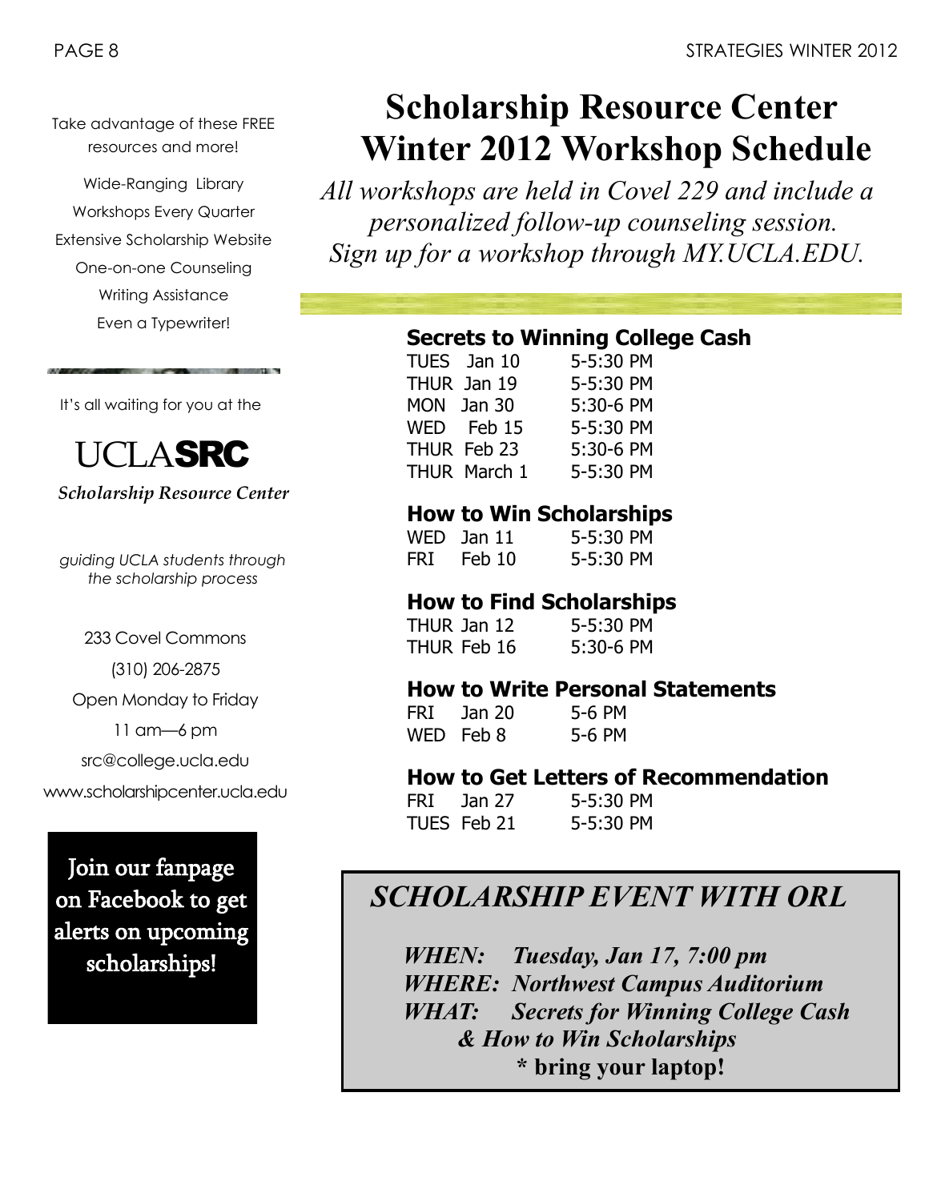Take advantage of these FREE resources and more!

Wide-Ranging Library
Workshops Every Quarter
Extensive Scholarship Website
One-on-one Counseling
Writing Assistance
Even a Typewriter!

It's all waiting for you at the

UCLA**SRC**

***Scholarship Resource Center***

*guiding UCLA students through the scholarship process*

233 Covel Commons
(310) 206-2875
Open Monday to Friday
11 am—6 pm
src@college.ucla.edu
www.scholarshipcenter.ucla.edu

Join our fanpage on Facebook to get alerts on upcoming scholarships!

# Scholarship Resource Center Winter 2012 Workshop Schedule

*All workshops are held in Covel 229 and include a personalized follow-up counseling session.*
*Sign up for a workshop through MY.UCLA.EDU.*

### Secrets to Winning College Cash

| | |
|---|---|
| TUES Jan 10 | 5-5:30 PM |
| THUR Jan 19 | 5-5:30 PM |
| MON Jan 30 | 5:30-6 PM |
| WED Feb 15 | 5-5:30 PM |
| THUR Feb 23 | 5:30-6 PM |
| THUR March 1 | 5-5:30 PM |

### How to Win Scholarships

| | |
|---|---|
| WED Jan 11 | 5-5:30 PM |
| FRI Feb 10 | 5-5:30 PM |

### How to Find Scholarships

| | |
|---|---|
| THUR Jan 12 | 5-5:30 PM |
| THUR Feb 16 | 5:30-6 PM |

### How to Write Personal Statements

| | |
|---|---|
| FRI Jan 20 | 5-6 PM |
| WED Feb 8 | 5-6 PM |

### How to Get Letters of Recommendation

| | |
|---|---|
| FRI Jan 27 | 5-5:30 PM |
| TUES Feb 21 | 5-5:30 PM |

## *SCHOLARSHIP EVENT WITH ORL*

***WHEN:*** ***Tuesday, Jan 17, 7:00 pm***
***WHERE:*** ***Northwest Campus Auditorium***
***WHAT:*** ***Secrets for Winning College Cash & How to Win Scholarships***
**\* bring your laptop!**